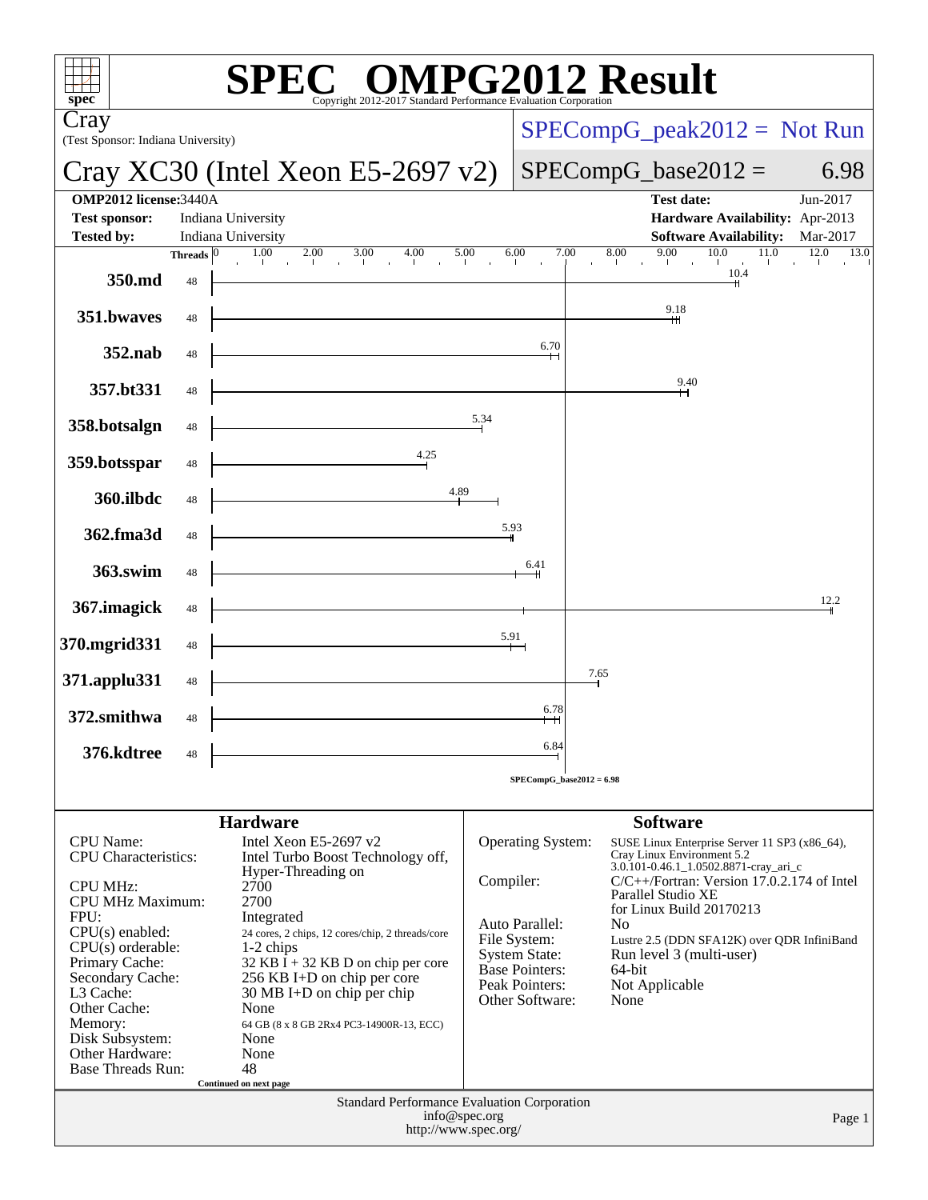# SPEC OMPG2012 Result

Copyright 2012-2017 Standard Performance Evaluation Corporation

**Cray**
(Test Sponsor: Indiana University)

## Cray XC30 (Intel Xeon E5-2697 v2)

SPECompG_peak2012 = Not Run

SPECompG_base2012 = 6.98

| | | | |
|---|---|---|---|
| **OMP2012 license:** | 3440A | **Test date:** | Jun-2017 |
| **Test sponsor:** | Indiana University | **Hardware Availability:** | Apr-2013 |
| **Tested by:** | Indiana University | **Software Availability:** | Mar-2017 |

| Benchmark | Threads | Base Ratio |
|---|---|---|
| 350.md | 48 | 10.4 |
| 351.bwaves | 48 | 9.18 |
| 352.nab | 48 | 6.70 |
| 357.bt331 | 48 | 9.40 |
| 358.botsalgn | 48 | 5.34 |
| 359.botsspar | 48 | 4.25 |
| 360.ilbdc | 48 | 4.89 |
| 362.fma3d | 48 | 5.93 |
| 363.swim | 48 | 6.41 |
| 367.imagick | 48 | 12.2 |
| 370.mgrid331 | 48 | 5.91 |
| 371.applu331 | 48 | 7.65 |
| 372.smithwa | 48 | 6.78 |
| 376.kdtree | 48 | 6.84 |

SPECompG_base2012 = 6.98

### Hardware

| | |
|---|---|
| CPU Name: | Intel Xeon E5-2697 v2 |
| CPU Characteristics: | Intel Turbo Boost Technology off, Hyper-Threading on |
| CPU MHz: | 2700 |
| CPU MHz Maximum: | 2700 |
| FPU: | Integrated |
| CPU(s) enabled: | 24 cores, 2 chips, 12 cores/chip, 2 threads/core |
| CPU(s) orderable: | 1-2 chips |
| Primary Cache: | 32 KB I + 32 KB D on chip per core |
| Secondary Cache: | 256 KB I+D on chip per core |
| L3 Cache: | 30 MB I+D on chip per chip |
| Other Cache: | None |
| Memory: | 64 GB (8 x 8 GB 2Rx4 PC3-14900R-13, ECC) |
| Disk Subsystem: | None |
| Other Hardware: | None |
| Base Threads Run: | 48 |

Continued on next page

### Software

| | |
|---|---|
| Operating System: | SUSE Linux Enterprise Server 11 SP3 (x86_64), Cray Linux Environment 5.2 3.0.101-0.46.1_1.0502.8871-cray_ari_c |
| Compiler: | C/C++/Fortran: Version 17.0.2.174 of Intel Parallel Studio XE for Linux Build 20170213 |
| Auto Parallel: | No |
| File System: | Lustre 2.5 (DDN SFA12K) over QDR InfiniBand |
| System State: | Run level 3 (multi-user) |
| Base Pointers: | 64-bit |
| Peak Pointers: | Not Applicable |
| Other Software: | None |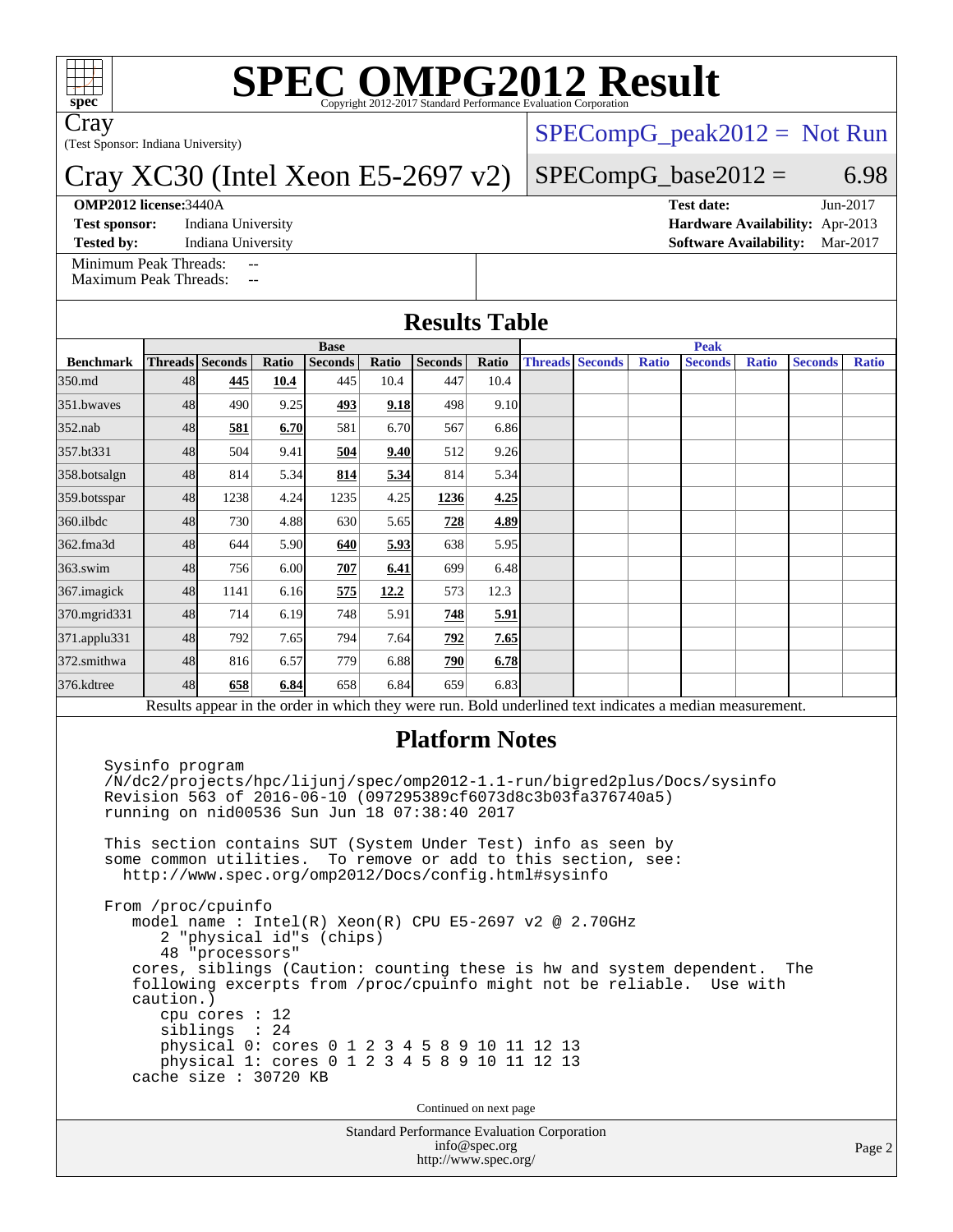# SPEC OMPG2012 Result

Copyright 2012-2017 Standard Performance Evaluation Corporation

Cray
(Test Sponsor: Indiana University)

## Cray XC30 (Intel Xeon E5-2697 v2)

SPECompG_peak2012 = Not Run

SPECompG_base2012 = 6.98

**OMP2012 license:** 3440A
**Test sponsor:** Indiana University
**Tested by:** Indiana University

**Test date:** Jun-2017
**Hardware Availability:** Apr-2013
**Software Availability:** Mar-2017

Minimum Peak Threads: --
Maximum Peak Threads: --

## Results Table

| | Base | | | | | | | Peak | | | | | | |
|---|---|---|---|---|---|---|---|---|---|---|---|---|---|---|
| **Benchmark** | **Threads** | **Seconds** | **Ratio** | **Seconds** | **Ratio** | **Seconds** | **Ratio** | **Threads** | **Seconds** | **Ratio** | **Seconds** | **Ratio** | **Seconds** | **Ratio** |
| 350.md | 48 | **445** | **10.4** | 445 | 10.4 | 447 | 10.4 | | | | | | | |
| 351.bwaves | 48 | 490 | 9.25 | **493** | **9.18** | 498 | 9.10 | | | | | | | |
| 352.nab | 48 | **581** | **6.70** | 581 | 6.70 | 567 | 6.86 | | | | | | | |
| 357.bt331 | 48 | 504 | 9.41 | **504** | **9.40** | 512 | 9.26 | | | | | | | |
| 358.botsalgn | 48 | 814 | 5.34 | **814** | **5.34** | 814 | 5.34 | | | | | | | |
| 359.botsspar | 48 | 1238 | 4.24 | 1235 | 4.25 | **1236** | **4.25** | | | | | | | |
| 360.ilbdc | 48 | 730 | 4.88 | 630 | 5.65 | **728** | **4.89** | | | | | | | |
| 362.fma3d | 48 | 644 | 5.90 | **640** | **5.93** | 638 | 5.95 | | | | | | | |
| 363.swim | 48 | 756 | 6.00 | **707** | **6.41** | 699 | 6.48 | | | | | | | |
| 367.imagick | 48 | 1141 | 6.16 | **575** | **12.2** | 573 | 12.3 | | | | | | | |
| 370.mgrid331 | 48 | 714 | 6.19 | 748 | 5.91 | **748** | **5.91** | | | | | | | |
| 371.applu331 | 48 | 792 | 7.65 | 794 | 7.64 | **792** | **7.65** | | | | | | | |
| 372.smithwa | 48 | 816 | 6.57 | 779 | 6.88 | **790** | **6.78** | | | | | | | |
| 376.kdtree | 48 | **658** | **6.84** | 658 | 6.84 | 659 | 6.83 | | | | | | | |

Results appear in the order in which they were run. Bold underlined text indicates a median measurement.

## Platform Notes

```
Sysinfo program
/N/dc2/projects/hpc/lijunj/spec/omp2012-1.1-run/bigred2plus/Docs/sysinfo
Revision 563 of 2016-06-10 (097295389cf6073d8c3b03fa376740a5)
running on nid00536 Sun Jun 18 07:38:40 2017

This section contains SUT (System Under Test) info as seen by
some common utilities.  To remove or add to this section, see:
  http://www.spec.org/omp2012/Docs/config.html#sysinfo

From /proc/cpuinfo
   model name : Intel(R) Xeon(R) CPU E5-2697 v2 @ 2.70GHz
      2 "physical id"s (chips)
      48 "processors"
   cores, siblings (Caution: counting these is hw and system dependent.  The
   following excerpts from /proc/cpuinfo might not be reliable.  Use with
   caution.)
      cpu cores : 12
      siblings  : 24
      physical 0: cores 0 1 2 3 4 5 8 9 10 11 12 13
      physical 1: cores 0 1 2 3 4 5 8 9 10 11 12 13
   cache size : 30720 KB
```

Continued on next page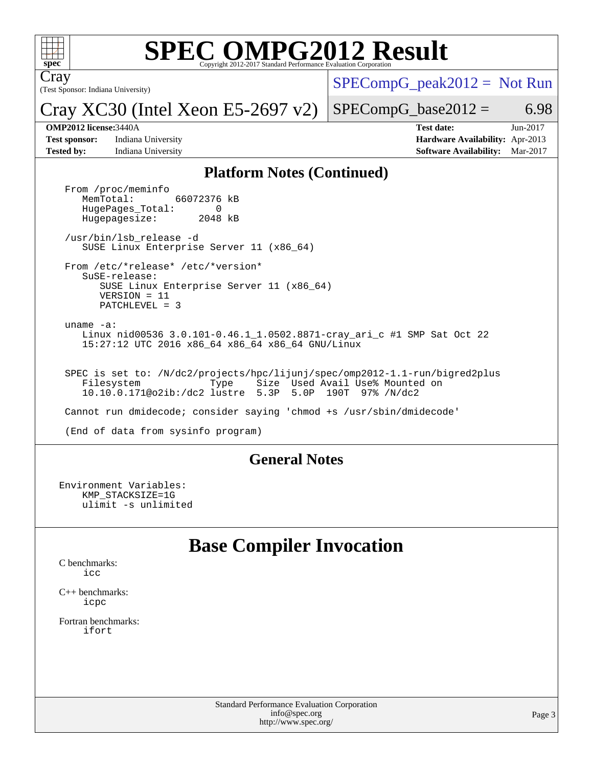# SPEC OMPG2012 Result

Copyright 2012-2017 Standard Performance Evaluation Corporation

Cray
(Test Sponsor: Indiana University)

Cray XC30 (Intel Xeon E5-2697 v2)

SPECompG_peak2012 = Not Run

SPECompG_base2012 = 6.98

**OMP2012 license:** 3440A
**Test sponsor:** Indiana University
**Tested by:** Indiana University

**Test date:** Jun-2017
**Hardware Availability:** Apr-2013
**Software Availability:** Mar-2017

## Platform Notes (Continued)

```
 From /proc/meminfo
    MemTotal:       66072376 kB
    HugePages_Total:       0
    Hugepagesize:       2048 kB

 /usr/bin/lsb_release -d
    SUSE Linux Enterprise Server 11 (x86_64)

 From /etc/*release* /etc/*version*
    SuSE-release:
       SUSE Linux Enterprise Server 11 (x86_64)
       VERSION = 11
       PATCHLEVEL = 3

 uname -a:
    Linux nid00536 3.0.101-0.46.1_1.0502.8871-cray_ari_c #1 SMP Sat Oct 22
    15:27:12 UTC 2016 x86_64 x86_64 x86_64 GNU/Linux


 SPEC is set to: /N/dc2/projects/hpc/lijunj/spec/omp2012-1.1-run/bigred2plus
    Filesystem             Type    Size  Used Avail Use% Mounted on
    10.10.0.171@o2ib:/dc2 lustre  5.3P  5.0P  190T  97% /N/dc2

 Cannot run dmidecode; consider saying 'chmod +s /usr/sbin/dmidecode'

 (End of data from sysinfo program)
```

## General Notes

```
Environment Variables:
    KMP_STACKSIZE=1G
    ulimit -s unlimited
```

## Base Compiler Invocation

C benchmarks:
icc

C++ benchmarks:
icpc

Fortran benchmarks:
ifort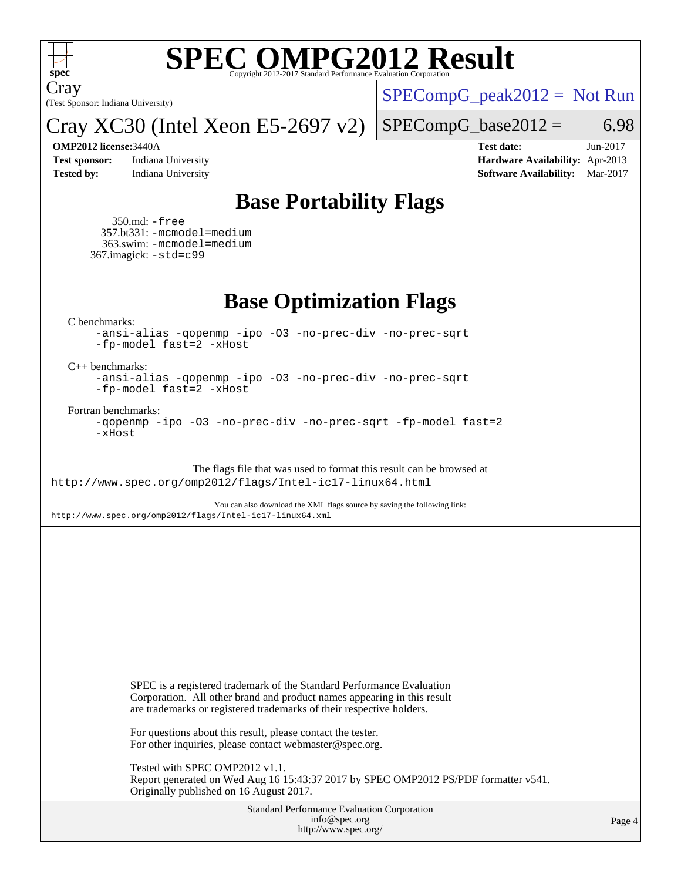# SPEC OMPG2012 Result

Copyright 2012-2017 Standard Performance Evaluation Corporation

Cray
(Test Sponsor: Indiana University)

Cray XC30 (Intel Xeon E5-2697 v2)

SPECompG_peak2012 = Not Run

SPECompG_base2012 = 6.98

**OMP2012 license:** 3440A
**Test sponsor:** Indiana University
**Tested by:** Indiana University

**Test date:** Jun-2017
**Hardware Availability:** Apr-2013
**Software Availability:** Mar-2017

## Base Portability Flags

350.md: -free
357.bt331: -mcmodel=medium
363.swim: -mcmodel=medium
367.imagick: -std=c99

## Base Optimization Flags

C benchmarks:
-ansi-alias -qopenmp -ipo -O3 -no-prec-div -no-prec-sqrt -fp-model fast=2 -xHost

C++ benchmarks:
-ansi-alias -qopenmp -ipo -O3 -no-prec-div -no-prec-sqrt -fp-model fast=2 -xHost

Fortran benchmarks:
-qopenmp -ipo -O3 -no-prec-div -no-prec-sqrt -fp-model fast=2 -xHost

The flags file that was used to format this result can be browsed at
http://www.spec.org/omp2012/flags/Intel-ic17-linux64.html

You can also download the XML flags source by saving the following link:
http://www.spec.org/omp2012/flags/Intel-ic17-linux64.xml

SPEC is a registered trademark of the Standard Performance Evaluation Corporation. All other brand and product names appearing in this result are trademarks or registered trademarks of their respective holders.

For questions about this result, please contact the tester.
For other inquiries, please contact webmaster@spec.org.

Tested with SPEC OMP2012 v1.1.
Report generated on Wed Aug 16 15:43:37 2017 by SPEC OMP2012 PS/PDF formatter v541.
Originally published on 16 August 2017.

Standard Performance Evaluation Corporation
info@spec.org
http://www.spec.org/